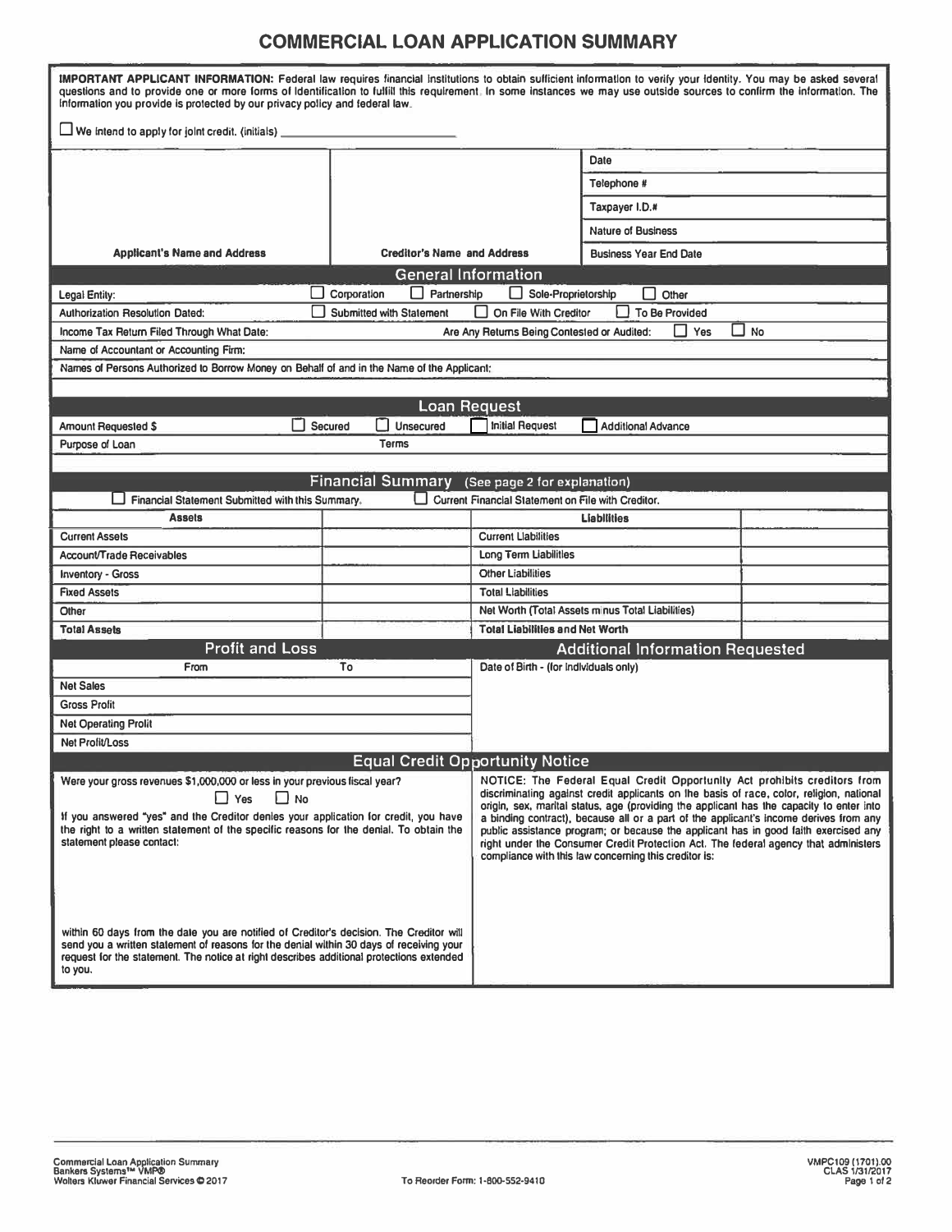# COMMERCIAL LOAN APPLICATION SUMMARY

**IMPORTANT APPLICANT INFORMATION:** Federal law requires financial institutions to obtain sufficient information to verify your identity. You may be asked several questions and to provide one or more forms of identification to fulfill this requirement. In some instances we may use outside sources to confirm the information. The information you provide is protected by our privacy policy and federal law.

☐ We intend to apply for joint credit. (initials) ____________

| Applicant's Name and Address | Creditor's Name and Address | |
|---|---|---|
| | | Date |
| | | Telephone # |
| | | Taxpayer I.D.# |
| | | Nature of Business |
| | | Business Year End Date |

## General Information

Legal Entity: ☐ Corporation ☐ Partnership ☐ Sole-Proprietorship ☐ Other

Authorization Resolution Dated: ☐ Submitted with Statement ☐ On File With Creditor ☐ To Be Provided

Income Tax Return Filed Through What Date: Are Any Returns Being Contested or Audited: ☐ Yes ☐ No

Name of Accountant or Accounting Firm:

Names of Persons Authorized to Borrow Money on Behalf of and in the Name of the Applicant:

## Loan Request

Amount Requested $ ☐ Secured ☐ Unsecured ☐ Initial Request ☐ Additional Advance

Purpose of Loan Terms

## Financial Summary (See page 2 for explanation)

☐ Financial Statement Submitted with this Summary. ☐ Current Financial Statement on File with Creditor.

| Assets | | Liabilities | |
|---|---|---|---|
| Current Assets | | Current Liabilities | |
| Account/Trade Receivables | | Long Term Liabilities | |
| Inventory - Gross | | Other Liabilities | |
| Fixed Assets | | Total Liabilities | |
| Other | | Net Worth (Total Assets minus Total Liabilities) | |
| Total Assets | | Total Liabilities and Net Worth | |

## Profit and Loss

| From | To |
|---|---|
| Net Sales | |
| Gross Profit | |
| Net Operating Profit | |
| Net Profit/Loss | |

## Additional Information Requested

Date of Birth - (for individuals only)

## Equal Credit Opportunity Notice

Were your gross revenues $1,000,000 or less in your previous fiscal year?

☐ Yes ☐ No

If you answered "yes" and the Creditor denies your application for credit, you have the right to a written statement of the specific reasons for the denial. To obtain the statement please contact:

within 60 days from the date you are notified of Creditor's decision. The Creditor will send you a written statement of reasons for the denial within 30 days of receiving your request for the statement. The notice at right describes additional protections extended to you.

NOTICE: The Federal Equal Credit Opportunity Act prohibits creditors from discriminating against credit applicants on the basis of race, color, religion, national origin, sex, marital status, age (providing the applicant has the capacity to enter into a binding contract), because all or a part of the applicant's income derives from any public assistance program; or because the applicant has in good faith exercised any right under the Consumer Credit Protection Act. The federal agency that administers compliance with this law concerning this creditor is:

Commercial Loan Application Summary
Bankers Systems™ VMP®
Wolters Kluwer Financial Services © 2017

To Reorder Form: 1-800-552-9410

VMPC109 (1701).00
CLAS 1/31/2017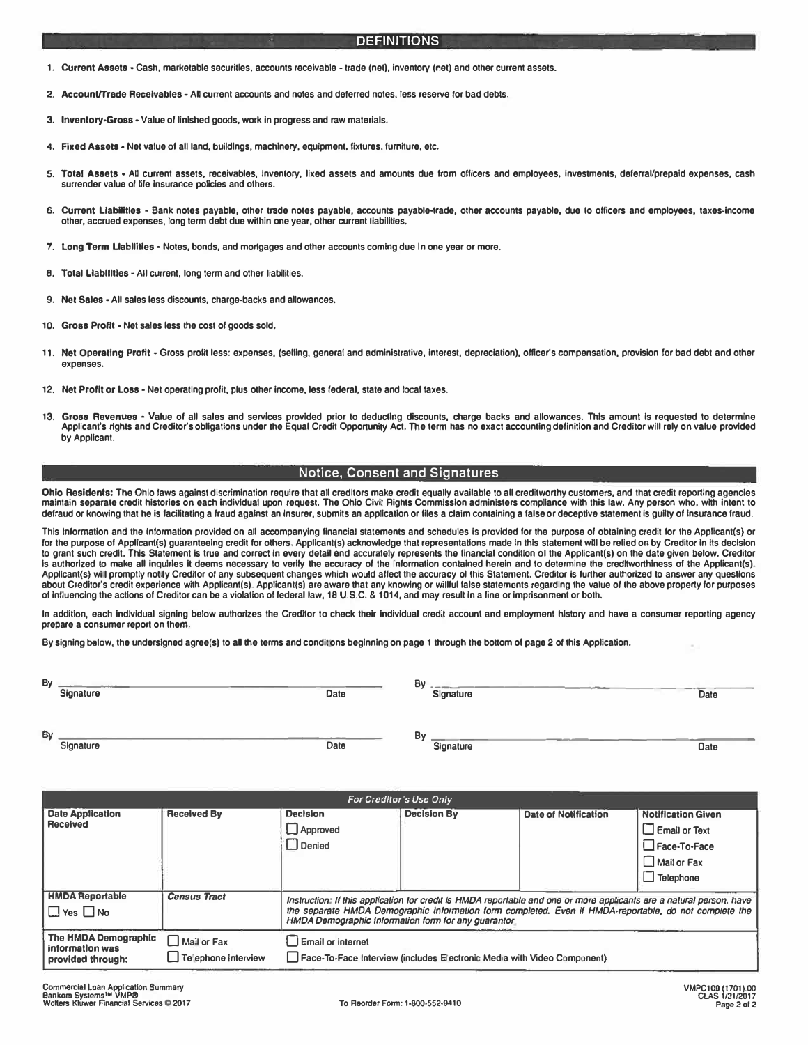## DEFINITIONS

1. **Current Assets** - Cash, marketable securities, accounts receivable - trade (net), inventory (net) and other current assets.
2. **Account/Trade Receivables** - All current accounts and notes and deferred notes, less reserve for bad debts.
3. **Inventory-Gross** - Value of finished goods, work in progress and raw materials.
4. **Fixed Assets** - Net value of all land, buildings, machinery, equipment, fixtures, furniture, etc.
5. **Total Assets** - All current assets, receivables, inventory, fixed assets and amounts due from officers and employees, investments, deferral/prepaid expenses, cash surrender value of life insurance policies and others.
6. **Current Liabilities** - Bank notes payable, other trade notes payable, accounts payable-trade, other accounts payable, due to officers and employees, taxes-income other, accrued expenses, long term debt due within one year, other current liabilities.
7. **Long Term Liabilities** - Notes, bonds, and mortgages and other accounts coming due in one year or more.
8. **Total Liabilities** - All current, long term and other liabilities.
9. **Net Sales** - All sales less discounts, charge-backs and allowances.
10. **Gross Profit** - Net sales less the cost of goods sold.
11. **Net Operating Profit** - Gross profit less: expenses, (selling, general and administrative, interest, depreciation), officer's compensation, provision for bad debt and other expenses.
12. **Net Profit or Loss** - Net operating profit, plus other income, less federal, state and local taxes.
13. **Gross Revenues** - Value of all sales and services provided prior to deducting discounts, charge backs and allowances. This amount is requested to determine Applicant's rights and Creditor's obligations under the Equal Credit Opportunity Act. The term has no exact accounting definition and Creditor will rely on value provided by Applicant.

## Notice, Consent and Signatures

**Ohio Residents:** The Ohio laws against discrimination require that all creditors make credit equally available to all creditworthy customers, and that credit reporting agencies maintain separate credit histories on each individual upon request. The Ohio Civil Rights Commission administers compliance with this law. Any person who, with intent to defraud or knowing that he is facilitating a fraud against an insurer, submits an application or files a claim containing a false or deceptive statement is guilty of insurance fraud.

This information and the information provided on all accompanying financial statements and schedules is provided for the purpose of obtaining credit for the Applicant(s) or for the purpose of Applicant(s) guaranteeing credit for others. Applicant(s) acknowledge that representations made in this statement will be relied on by Creditor in its decision to grant such credit. This Statement is true and correct in every detail and accurately represents the financial condition of the Applicant(s) on the date given below. Creditor is authorized to make all inquiries it deems necessary to verify the accuracy of the information contained herein and to determine the creditworthiness of the Applicant(s). Applicant(s) will promptly notify Creditor of any subsequent changes which would affect the accuracy of this Statement. Creditor is further authorized to answer any questions about Creditor's credit experience with Applicant(s). Applicant(s) are aware that any knowing or willful false statements regarding the value of the above property for purposes of influencing the actions of Creditor can be a violation of federal law, 18 U.S.C. & 1014, and may result in a fine or imprisonment or both.

In addition, each individual signing below authorizes the Creditor to check their individual credit account and employment history and have a consumer reporting agency prepare a consumer report on them.

By signing below, the undersigned agree(s) to all the terms and conditions beginning on page 1 through the bottom of page 2 of this Application.

By ______________________________ Date ________ By ______________________________ Date ________
Signature Signature

By ______________________________ Date ________ By ______________________________ Date ________
Signature Signature

| *For Creditor's Use Only* | | | | | |
|---|---|---|---|---|---|
| **Date Application Received** | **Received By** | **Decision**<br>☐ Approved<br>☐ Denied | **Decision By** | **Date of Notification** | **Notification Given**<br>☐ Email or Text<br>☐ Face-To-Face<br>☐ Mail or Fax<br>☐ Telephone |
| **HMDA Reportable**<br>☐ Yes ☐ No | ***Census Tract*** | *Instruction: If this application for credit is HMDA reportable and one or more applicants are a natural person, have the separate HMDA Demographic Information form completed. Even if HMDA-reportable, do not complete the HMDA Demographic Information form for any guarantor.* | | | |
| **The HMDA Demographic Information was provided through:** | ☐ Mail or Fax<br>☐ Telephone Interview | ☐ Email or Internet<br>☐ Face-To-Face Interview (includes Electronic Media with Video Component) | | | |

Commercial Loan Application Summary
Bankers Systems™ VMP®
Wolters Kluwer Financial Services © 2017

To Reorder Form: 1-800-552-9410

VMPC109 (1701).00
CLAS 1/31/2017